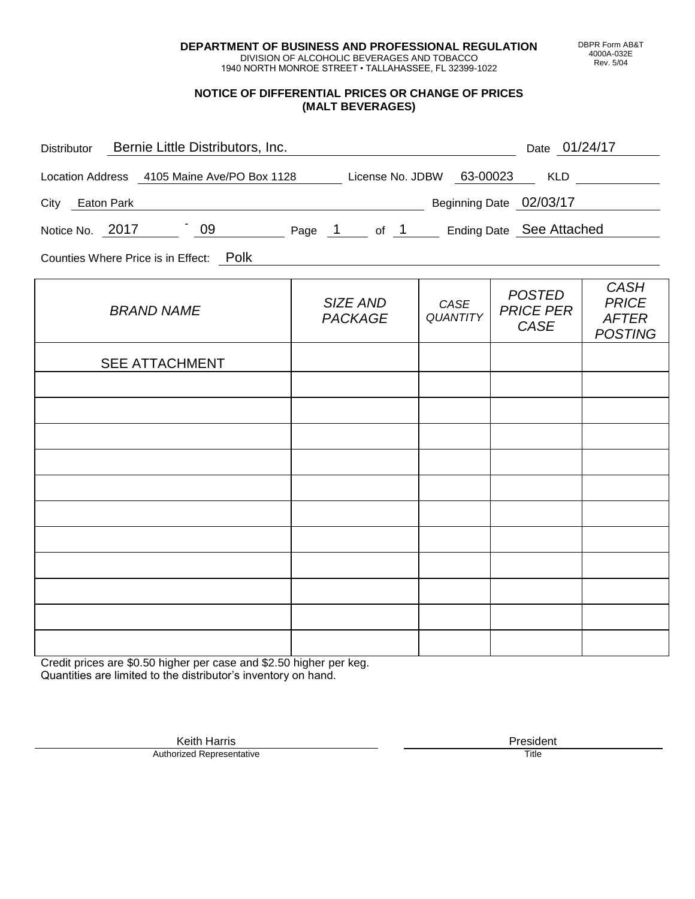**DEPARTMENT OF BUSINESS AND PROFESSIONAL REGULATION**
DIVISION OF ALCOHOLIC BEVERAGES AND TOBACCO
1940 NORTH MONROE STREET • TALLAHASSEE, FL 32399-1022

DBPR Form AB&T
4000A-032E
Rev. 5/04

## NOTICE OF DIFFERENTIAL PRICES OR CHANGE OF PRICES (MALT BEVERAGES)

Distributor: Bernie Little Distributors, Inc. Date: 01/24/17

Location Address: 4105 Maine Ave/PO Box 1128 License No. JDBW 63-00023 KLD

City: Eaton Park Beginning Date: 02/03/17

Notice No. 2017 - 09 Page 1 of 1 Ending Date: See Attached

Counties Where Price is in Effect: Polk

| *BRAND NAME* | *SIZE AND PACKAGE* | *CASE QUANTITY* | *POSTED PRICE PER CASE* | *CASH PRICE AFTER POSTING* |
|---|---|---|---|---|
| SEE ATTACHMENT | | | | |
| | | | | |
| | | | | |
| | | | | |
| | | | | |
| | | | | |
| | | | | |
| | | | | |
| | | | | |
| | | | | |
| | | | | |
| | | | | |

Credit prices are $0.50 higher per case and $2.50 higher per keg.
Quantities are limited to the distributor's inventory on hand.

Keith Harris
Authorized Representative

President
Title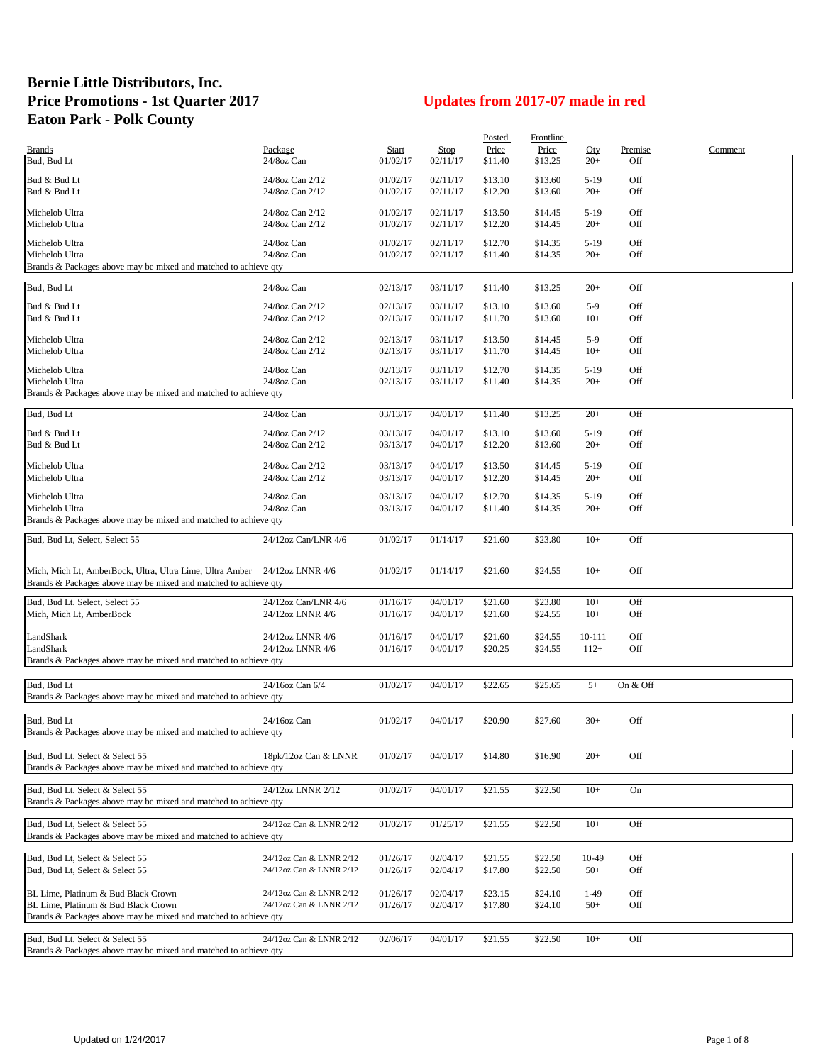# Bernie Little Distributors, Inc.
# Price Promotions - 1st Quarter 2017
# Eaton Park - Polk County

**Updates from 2017-07 made in red**

| Brands | Package | Start | Stop | Posted Price | Frontline Price | Qty | Premise | Comment |
|---|---|---|---|---|---|---|---|---|
| Bud, Bud Lt | 24/8oz Can | 01/02/17 | 02/11/17 | $11.40 | $13.25 | 20+ | Off | |
| Bud & Bud Lt | 24/8oz Can 2/12 | 01/02/17 | 02/11/17 | $13.10 | $13.60 | 5-19 | Off | |
| Bud & Bud Lt | 24/8oz Can 2/12 | 01/02/17 | 02/11/17 | $12.20 | $13.60 | 20+ | Off | |
| Michelob Ultra | 24/8oz Can 2/12 | 01/02/17 | 02/11/17 | $13.50 | $14.45 | 5-19 | Off | |
| Michelob Ultra | 24/8oz Can 2/12 | 01/02/17 | 02/11/17 | $12.20 | $14.45 | 20+ | Off | |
| Michelob Ultra | 24/8oz Can | 01/02/17 | 02/11/17 | $12.70 | $14.35 | 5-19 | Off | |
| Michelob Ultra | 24/8oz Can | 01/02/17 | 02/11/17 | $11.40 | $14.35 | 20+ | Off | |
| Brands & Packages above may be mixed and matched to achieve qty | | | | | | | | |
| Bud, Bud Lt | 24/8oz Can | 02/13/17 | 03/11/17 | $11.40 | $13.25 | 20+ | Off | |
| Bud & Bud Lt | 24/8oz Can 2/12 | 02/13/17 | 03/11/17 | $13.10 | $13.60 | 5-9 | Off | |
| Bud & Bud Lt | 24/8oz Can 2/12 | 02/13/17 | 03/11/17 | $11.70 | $13.60 | 10+ | Off | |
| Michelob Ultra | 24/8oz Can 2/12 | 02/13/17 | 03/11/17 | $13.50 | $14.45 | 5-9 | Off | |
| Michelob Ultra | 24/8oz Can 2/12 | 02/13/17 | 03/11/17 | $11.70 | $14.45 | 10+ | Off | |
| Michelob Ultra | 24/8oz Can | 02/13/17 | 03/11/17 | $12.70 | $14.35 | 5-19 | Off | |
| Michelob Ultra | 24/8oz Can | 02/13/17 | 03/11/17 | $11.40 | $14.35 | 20+ | Off | |
| Brands & Packages above may be mixed and matched to achieve qty | | | | | | | | |
| Bud, Bud Lt | 24/8oz Can | 03/13/17 | 04/01/17 | $11.40 | $13.25 | 20+ | Off | |
| Bud & Bud Lt | 24/8oz Can 2/12 | 03/13/17 | 04/01/17 | $13.10 | $13.60 | 5-19 | Off | |
| Bud & Bud Lt | 24/8oz Can 2/12 | 03/13/17 | 04/01/17 | $12.20 | $13.60 | 20+ | Off | |
| Michelob Ultra | 24/8oz Can 2/12 | 03/13/17 | 04/01/17 | $13.50 | $14.45 | 5-19 | Off | |
| Michelob Ultra | 24/8oz Can 2/12 | 03/13/17 | 04/01/17 | $12.20 | $14.45 | 20+ | Off | |
| Michelob Ultra | 24/8oz Can | 03/13/17 | 04/01/17 | $12.70 | $14.35 | 5-19 | Off | |
| Michelob Ultra | 24/8oz Can | 03/13/17 | 04/01/17 | $11.40 | $14.35 | 20+ | Off | |
| Brands & Packages above may be mixed and matched to achieve qty | | | | | | | | |
| Bud, Bud Lt, Select, Select 55 | 24/12oz Can/LNR 4/6 | 01/02/17 | 01/14/17 | $21.60 | $23.80 | 10+ | Off | |
| Mich, Mich Lt, AmberBock, Ultra, Ultra Lime, Ultra Amber | 24/12oz LNNR 4/6 | 01/02/17 | 01/14/17 | $21.60 | $24.55 | 10+ | Off | |
| Brands & Packages above may be mixed and matched to achieve qty | | | | | | | | |
| Bud, Bud Lt, Select, Select 55 | 24/12oz Can/LNR 4/6 | 01/16/17 | 04/01/17 | $21.60 | $23.80 | 10+ | Off | |
| Mich, Mich Lt, AmberBock | 24/12oz LNNR 4/6 | 01/16/17 | 04/01/17 | $21.60 | $24.55 | 10+ | Off | |
| LandShark | 24/12oz LNNR 4/6 | 01/16/17 | 04/01/17 | $21.60 | $24.55 | 10-111 | Off | |
| LandShark | 24/12oz LNNR 4/6 | 01/16/17 | 04/01/17 | $20.25 | $24.55 | 112+ | Off | |
| Brands & Packages above may be mixed and matched to achieve qty | | | | | | | | |
| Bud, Bud Lt | 24/16oz Can 6/4 | 01/02/17 | 04/01/17 | $22.65 | $25.65 | 5+ | On & Off | |
| Brands & Packages above may be mixed and matched to achieve qty | | | | | | | | |
| Bud, Bud Lt | 24/16oz Can | 01/02/17 | 04/01/17 | $20.90 | $27.60 | 30+ | Off | |
| Brands & Packages above may be mixed and matched to achieve qty | | | | | | | | |
| Bud, Bud Lt, Select & Select 55 | 18pk/12oz Can & LNNR | 01/02/17 | 04/01/17 | $14.80 | $16.90 | 20+ | Off | |
| Brands & Packages above may be mixed and matched to achieve qty | | | | | | | | |
| Bud, Bud Lt, Select & Select 55 | 24/12oz LNNR 2/12 | 01/02/17 | 04/01/17 | $21.55 | $22.50 | 10+ | On | |
| Brands & Packages above may be mixed and matched to achieve qty | | | | | | | | |
| Bud, Bud Lt, Select & Select 55 | 24/12oz Can & LNNR 2/12 | 01/02/17 | 01/25/17 | $21.55 | $22.50 | 10+ | Off | |
| Brands & Packages above may be mixed and matched to achieve qty | | | | | | | | |
| Bud, Bud Lt, Select & Select 55 | 24/12oz Can & LNNR 2/12 | 01/26/17 | 02/04/17 | $21.55 | $22.50 | 10-49 | Off | |
| Bud, Bud Lt, Select & Select 55 | 24/12oz Can & LNNR 2/12 | 01/26/17 | 02/04/17 | $17.80 | $22.50 | 50+ | Off | |
| BL Lime, Platinum & Bud Black Crown | 24/12oz Can & LNNR 2/12 | 01/26/17 | 02/04/17 | $23.15 | $24.10 | 1-49 | Off | |
| BL Lime, Platinum & Bud Black Crown | 24/12oz Can & LNNR 2/12 | 01/26/17 | 02/04/17 | $17.80 | $24.10 | 50+ | Off | |
| Brands & Packages above may be mixed and matched to achieve qty | | | | | | | | |
| Bud, Bud Lt, Select & Select 55 | 24/12oz Can & LNNR 2/12 | 02/06/17 | 04/01/17 | $21.55 | $22.50 | 10+ | Off | |
| Brands & Packages above may be mixed and matched to achieve qty | | | | | | | | |

Updated on 1/24/2017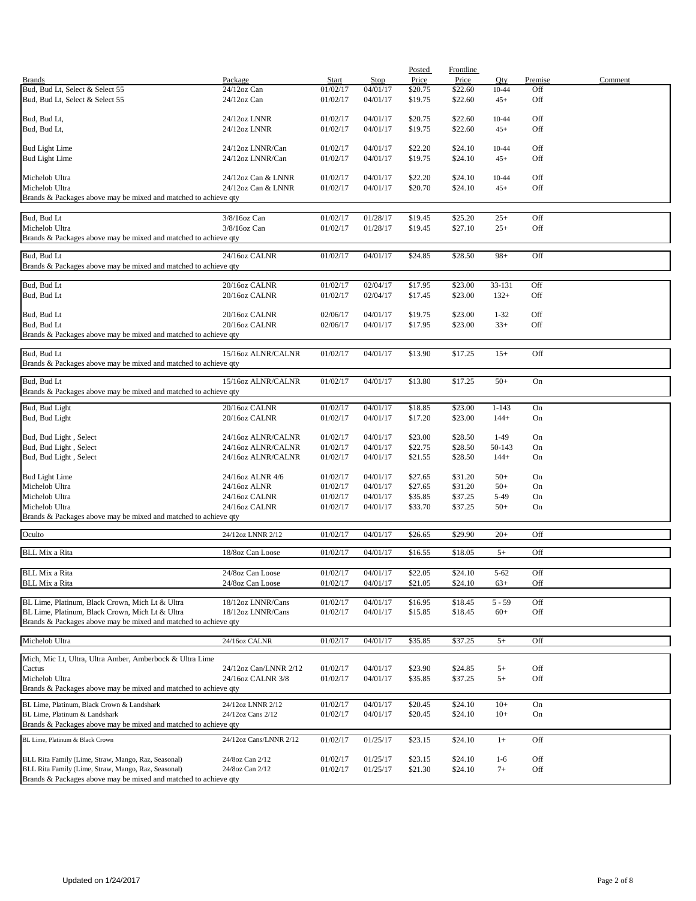| Brands | Package | Start | Stop | Posted Price | Frontline Price | Qty | Premise | Comment |
|---|---|---|---|---|---|---|---|---|
| Bud, Bud Lt, Select & Select 55 | 24/12oz Can | 01/02/17 | 04/01/17 | $20.75 | $22.60 | 10-44 | Off | |
| Bud, Bud Lt, Select & Select 55 | 24/12oz Can | 01/02/17 | 04/01/17 | $19.75 | $22.60 | 45+ | Off | |
| Bud, Bud Lt, | 24/12oz LNNR | 01/02/17 | 04/01/17 | $20.75 | $22.60 | 10-44 | Off | |
| Bud, Bud Lt, | 24/12oz LNNR | 01/02/17 | 04/01/17 | $19.75 | $22.60 | 45+ | Off | |
| Bud Light Lime | 24/12oz LNNR/Can | 01/02/17 | 04/01/17 | $22.20 | $24.10 | 10-44 | Off | |
| Bud Light Lime | 24/12oz LNNR/Can | 01/02/17 | 04/01/17 | $19.75 | $24.10 | 45+ | Off | |
| Michelob Ultra | 24/12oz Can & LNNR | 01/02/17 | 04/01/17 | $22.20 | $24.10 | 10-44 | Off | |
| Michelob Ultra | 24/12oz Can & LNNR | 01/02/17 | 04/01/17 | $20.70 | $24.10 | 45+ | Off | |
| Brands & Packages above may be mixed and matched to achieve qty | | | | | | | | |
| Bud, Bud Lt | 3/8/16oz Can | 01/02/17 | 01/28/17 | $19.45 | $25.20 | 25+ | Off | |
| Michelob Ultra | 3/8/16oz Can | 01/02/17 | 01/28/17 | $19.45 | $27.10 | 25+ | Off | |
| Brands & Packages above may be mixed and matched to achieve qty | | | | | | | | |
| Bud, Bud Lt | 24/16oz CALNR | 01/02/17 | 04/01/17 | $24.85 | $28.50 | 98+ | Off | |
| Brands & Packages above may be mixed and matched to achieve qty | | | | | | | | |
| Bud, Bud Lt | 20/16oz CALNR | 01/02/17 | 02/04/17 | $17.95 | $23.00 | 33-131 | Off | |
| Bud, Bud Lt | 20/16oz CALNR | 01/02/17 | 02/04/17 | $17.45 | $23.00 | 132+ | Off | |
| Bud, Bud Lt | 20/16oz CALNR | 02/06/17 | 04/01/17 | $19.75 | $23.00 | 1-32 | Off | |
| Bud, Bud Lt | 20/16oz CALNR | 02/06/17 | 04/01/17 | $17.95 | $23.00 | 33+ | Off | |
| Brands & Packages above may be mixed and matched to achieve qty | | | | | | | | |
| Bud, Bud Lt | 15/16oz ALNR/CALNR | 01/02/17 | 04/01/17 | $13.90 | $17.25 | 15+ | Off | |
| Brands & Packages above may be mixed and matched to achieve qty | | | | | | | | |
| Bud, Bud Lt | 15/16oz ALNR/CALNR | 01/02/17 | 04/01/17 | $13.80 | $17.25 | 50+ | On | |
| Brands & Packages above may be mixed and matched to achieve qty | | | | | | | | |
| Bud, Bud Light | 20/16oz CALNR | 01/02/17 | 04/01/17 | $18.85 | $23.00 | 1-143 | On | |
| Bud, Bud Light | 20/16oz CALNR | 01/02/17 | 04/01/17 | $17.20 | $23.00 | 144+ | On | |
| Bud, Bud Light , Select | 24/16oz ALNR/CALNR | 01/02/17 | 04/01/17 | $23.00 | $28.50 | 1-49 | On | |
| Bud, Bud Light , Select | 24/16oz ALNR/CALNR | 01/02/17 | 04/01/17 | $22.75 | $28.50 | 50-143 | On | |
| Bud, Bud Light , Select | 24/16oz ALNR/CALNR | 01/02/17 | 04/01/17 | $21.55 | $28.50 | 144+ | On | |
| Bud Light Lime | 24/16oz ALNR 4/6 | 01/02/17 | 04/01/17 | $27.65 | $31.20 | 50+ | On | |
| Michelob Ultra | 24/16oz ALNR | 01/02/17 | 04/01/17 | $27.65 | $31.20 | 50+ | On | |
| Michelob Ultra | 24/16oz CALNR | 01/02/17 | 04/01/17 | $35.85 | $37.25 | 5-49 | On | |
| Michelob Ultra | 24/16oz CALNR | 01/02/17 | 04/01/17 | $33.70 | $37.25 | 50+ | On | |
| Brands & Packages above may be mixed and matched to achieve qty | | | | | | | | |
| Oculto | 24/12oz LNNR 2/12 | 01/02/17 | 04/01/17 | $26.65 | $29.90 | 20+ | Off | |
| BLL Mix a Rita | 18/8oz Can Loose | 01/02/17 | 04/01/17 | $16.55 | $18.05 | 5+ | Off | |
| BLL Mix a Rita | 24/8oz Can Loose | 01/02/17 | 04/01/17 | $22.05 | $24.10 | 5-62 | Off | |
| BLL Mix a Rita | 24/8oz Can Loose | 01/02/17 | 04/01/17 | $21.05 | $24.10 | 63+ | Off | |
| BL Lime, Platinum, Black Crown, Mich Lt & Ultra | 18/12oz LNNR/Cans | 01/02/17 | 04/01/17 | $16.95 | $18.45 | 5 - 59 | Off | |
| BL Lime, Platinum, Black Crown, Mich Lt & Ultra | 18/12oz LNNR/Cans | 01/02/17 | 04/01/17 | $15.85 | $18.45 | 60+ | Off | |
| Brands & Packages above may be mixed and matched to achieve qty | | | | | | | | |
| Michelob Ultra | 24/16oz CALNR | 01/02/17 | 04/01/17 | $35.85 | $37.25 | 5+ | Off | |
| Mich, Mic Lt, Ultra, Ultra Amber, Amberbock & Ultra Lime Cactus | 24/12oz Can/LNNR 2/12 | 01/02/17 | 04/01/17 | $23.90 | $24.85 | 5+ | Off | |
| Michelob Ultra | 24/16oz CALNR 3/8 | 01/02/17 | 04/01/17 | $35.85 | $37.25 | 5+ | Off | |
| Brands & Packages above may be mixed and matched to achieve qty | | | | | | | | |
| BL Lime, Platinum, Black Crown & Landshark | 24/12oz LNNR 2/12 | 01/02/17 | 04/01/17 | $20.45 | $24.10 | 10+ | On | |
| BL Lime, Platinum & Landshark | 24/12oz Cans 2/12 | 01/02/17 | 04/01/17 | $20.45 | $24.10 | 10+ | On | |
| Brands & Packages above may be mixed and matched to achieve qty | | | | | | | | |
| BL Lime, Platinum & Black Crown | 24/12oz Cans/LNNR 2/12 | 01/02/17 | 01/25/17 | $23.15 | $24.10 | 1+ | Off | |
| BLL Rita Family (Lime, Straw, Mango, Raz, Seasonal) | 24/8oz Can 2/12 | 01/02/17 | 01/25/17 | $23.15 | $24.10 | 1-6 | Off | |
| BLL Rita Family (Lime, Straw, Mango, Raz, Seasonal) | 24/8oz Can 2/12 | 01/02/17 | 01/25/17 | $21.30 | $24.10 | 7+ | Off | |
| Brands & Packages above may be mixed and matched to achieve qty | | | | | | | | |

Updated on 1/24/2017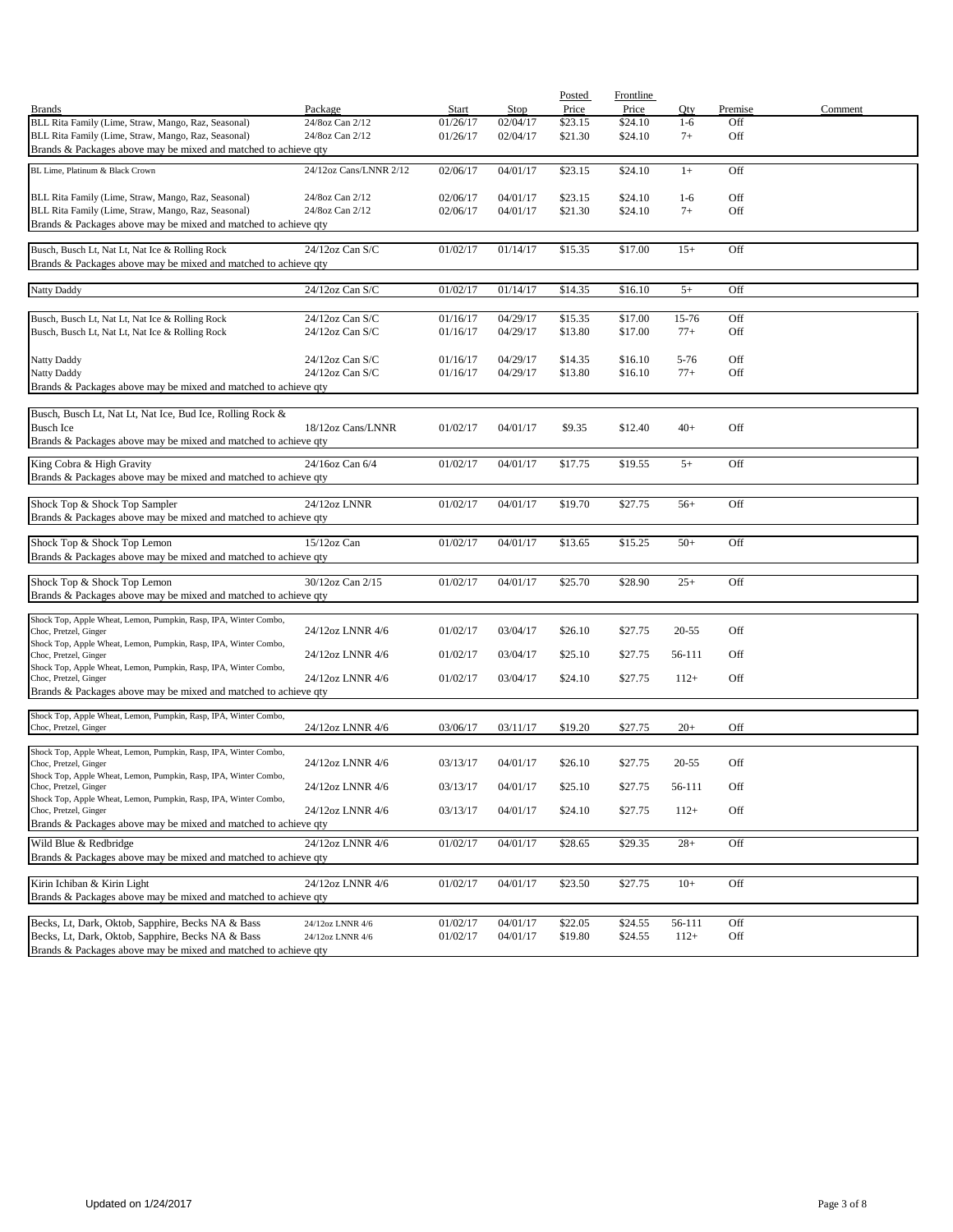| Brands | Package | Start | Stop | Posted Price | Frontline Price | Qty | Premise | Comment |
|---|---|---|---|---|---|---|---|---|
| BLL Rita Family (Lime, Straw, Mango, Raz, Seasonal) | 24/8oz Can 2/12 | 01/26/17 | 02/04/17 | $23.15 | $24.10 | 1-6 | Off | |
| BLL Rita Family (Lime, Straw, Mango, Raz, Seasonal) | 24/8oz Can 2/12 | 01/26/17 | 02/04/17 | $21.30 | $24.10 | 7+ | Off | |
| Brands & Packages above may be mixed and matched to achieve qty | | | | | | | | |
| BL Lime, Platinum & Black Crown | 24/12oz Cans/LNNR 2/12 | 02/06/17 | 04/01/17 | $23.15 | $24.10 | 1+ | Off | |
| BLL Rita Family (Lime, Straw, Mango, Raz, Seasonal) | 24/8oz Can 2/12 | 02/06/17 | 04/01/17 | $23.15 | $24.10 | 1-6 | Off | |
| BLL Rita Family (Lime, Straw, Mango, Raz, Seasonal) | 24/8oz Can 2/12 | 02/06/17 | 04/01/17 | $21.30 | $24.10 | 7+ | Off | |
| Brands & Packages above may be mixed and matched to achieve qty | | | | | | | | |
| Busch, Busch Lt, Nat Lt, Nat Ice & Rolling Rock | 24/12oz Can S/C | 01/02/17 | 01/14/17 | $15.35 | $17.00 | 15+ | Off | |
| Brands & Packages above may be mixed and matched to achieve qty | | | | | | | | |
| Natty Daddy | 24/12oz Can S/C | 01/02/17 | 01/14/17 | $14.35 | $16.10 | 5+ | Off | |
| Busch, Busch Lt, Nat Lt, Nat Ice & Rolling Rock | 24/12oz Can S/C | 01/16/17 | 04/29/17 | $15.35 | $17.00 | 15-76 | Off | |
| Busch, Busch Lt, Nat Lt, Nat Ice & Rolling Rock | 24/12oz Can S/C | 01/16/17 | 04/29/17 | $13.80 | $17.00 | 77+ | Off | |
| Natty Daddy | 24/12oz Can S/C | 01/16/17 | 04/29/17 | $14.35 | $16.10 | 5-76 | Off | |
| Natty Daddy | 24/12oz Can S/C | 01/16/17 | 04/29/17 | $13.80 | $16.10 | 77+ | Off | |
| Brands & Packages above may be mixed and matched to achieve qty | | | | | | | | |
| Busch, Busch Lt, Nat Lt, Nat Ice, Bud Ice, Rolling Rock & Busch Ice | 18/12oz Cans/LNNR | 01/02/17 | 04/01/17 | $9.35 | $12.40 | 40+ | Off | |
| Brands & Packages above may be mixed and matched to achieve qty | | | | | | | | |
| King Cobra & High Gravity | 24/16oz Can 6/4 | 01/02/17 | 04/01/17 | $17.75 | $19.55 | 5+ | Off | |
| Brands & Packages above may be mixed and matched to achieve qty | | | | | | | | |
| Shock Top & Shock Top Sampler | 24/12oz LNNR | 01/02/17 | 04/01/17 | $19.70 | $27.75 | 56+ | Off | |
| Brands & Packages above may be mixed and matched to achieve qty | | | | | | | | |
| Shock Top & Shock Top Lemon | 15/12oz Can | 01/02/17 | 04/01/17 | $13.65 | $15.25 | 50+ | Off | |
| Brands & Packages above may be mixed and matched to achieve qty | | | | | | | | |
| Shock Top & Shock Top Lemon | 30/12oz Can 2/15 | 01/02/17 | 04/01/17 | $25.70 | $28.90 | 25+ | Off | |
| Brands & Packages above may be mixed and matched to achieve qty | | | | | | | | |
| Shock Top, Apple Wheat, Lemon, Pumpkin, Rasp, IPA, Winter Combo, Choc, Pretzel, Ginger | 24/12oz LNNR 4/6 | 01/02/17 | 03/04/17 | $26.10 | $27.75 | 20-55 | Off | |
| Shock Top, Apple Wheat, Lemon, Pumpkin, Rasp, IPA, Winter Combo, Choc, Pretzel, Ginger | 24/12oz LNNR 4/6 | 01/02/17 | 03/04/17 | $25.10 | $27.75 | 56-111 | Off | |
| Shock Top, Apple Wheat, Lemon, Pumpkin, Rasp, IPA, Winter Combo, Choc, Pretzel, Ginger | 24/12oz LNNR 4/6 | 01/02/17 | 03/04/17 | $24.10 | $27.75 | 112+ | Off | |
| Brands & Packages above may be mixed and matched to achieve qty | | | | | | | | |
| Shock Top, Apple Wheat, Lemon, Pumpkin, Rasp, IPA, Winter Combo, Choc, Pretzel, Ginger | 24/12oz LNNR 4/6 | 03/06/17 | 03/11/17 | $19.20 | $27.75 | 20+ | Off | |
| Shock Top, Apple Wheat, Lemon, Pumpkin, Rasp, IPA, Winter Combo, Choc, Pretzel, Ginger | 24/12oz LNNR 4/6 | 03/13/17 | 04/01/17 | $26.10 | $27.75 | 20-55 | Off | |
| Shock Top, Apple Wheat, Lemon, Pumpkin, Rasp, IPA, Winter Combo, Choc, Pretzel, Ginger | 24/12oz LNNR 4/6 | 03/13/17 | 04/01/17 | $25.10 | $27.75 | 56-111 | Off | |
| Shock Top, Apple Wheat, Lemon, Pumpkin, Rasp, IPA, Winter Combo, Choc, Pretzel, Ginger | 24/12oz LNNR 4/6 | 03/13/17 | 04/01/17 | $24.10 | $27.75 | 112+ | Off | |
| Brands & Packages above may be mixed and matched to achieve qty | | | | | | | | |
| Wild Blue & Redbridge | 24/12oz LNNR 4/6 | 01/02/17 | 04/01/17 | $28.65 | $29.35 | 28+ | Off | |
| Brands & Packages above may be mixed and matched to achieve qty | | | | | | | | |
| Kirin Ichiban & Kirin Light | 24/12oz LNNR 4/6 | 01/02/17 | 04/01/17 | $23.50 | $27.75 | 10+ | Off | |
| Brands & Packages above may be mixed and matched to achieve qty | | | | | | | | |
| Becks, Lt, Dark, Oktob, Sapphire, Becks NA & Bass | 24/12oz LNNR 4/6 | 01/02/17 | 04/01/17 | $22.05 | $24.55 | 56-111 | Off | |
| Becks, Lt, Dark, Oktob, Sapphire, Becks NA & Bass | 24/12oz LNNR 4/6 | 01/02/17 | 04/01/17 | $19.80 | $24.55 | 112+ | Off | |
| Brands & Packages above may be mixed and matched to achieve qty | | | | | | | | |

Updated on 1/24/2017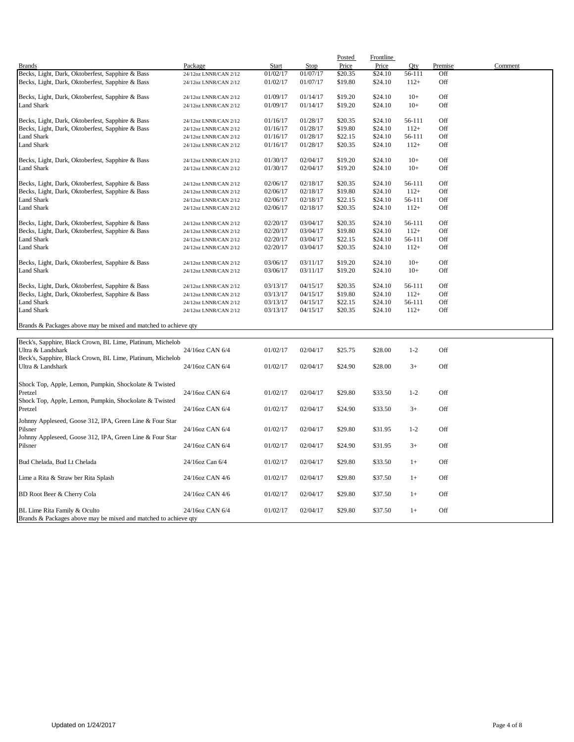| Brands | Package | Start | Stop | Posted Price | Frontline Price | Qty | Premise | Comment |
|---|---|---|---|---|---|---|---|---|
| Becks, Light, Dark, Oktoberfest, Sapphire & Bass | 24/12oz LNNR/CAN 2/12 | 01/02/17 | 01/07/17 | $20.35 | $24.10 | 56-111 | Off | |
| Becks, Light, Dark, Oktoberfest, Sapphire & Bass | 24/12oz LNNR/CAN 2/12 | 01/02/17 | 01/07/17 | $19.80 | $24.10 | 112+ | Off | |
| Becks, Light, Dark, Oktoberfest, Sapphire & Bass | 24/12oz LNNR/CAN 2/12 | 01/09/17 | 01/14/17 | $19.20 | $24.10 | 10+ | Off | |
| Land Shark | 24/12oz LNNR/CAN 2/12 | 01/09/17 | 01/14/17 | $19.20 | $24.10 | 10+ | Off | |
| Becks, Light, Dark, Oktoberfest, Sapphire & Bass | 24/12oz LNNR/CAN 2/12 | 01/16/17 | 01/28/17 | $20.35 | $24.10 | 56-111 | Off | |
| Becks, Light, Dark, Oktoberfest, Sapphire & Bass | 24/12oz LNNR/CAN 2/12 | 01/16/17 | 01/28/17 | $19.80 | $24.10 | 112+ | Off | |
| Land Shark | 24/12oz LNNR/CAN 2/12 | 01/16/17 | 01/28/17 | $22.15 | $24.10 | 56-111 | Off | |
| Land Shark | 24/12oz LNNR/CAN 2/12 | 01/16/17 | 01/28/17 | $20.35 | $24.10 | 112+ | Off | |
| Becks, Light, Dark, Oktoberfest, Sapphire & Bass | 24/12oz LNNR/CAN 2/12 | 01/30/17 | 02/04/17 | $19.20 | $24.10 | 10+ | Off | |
| Land Shark | 24/12oz LNNR/CAN 2/12 | 01/30/17 | 02/04/17 | $19.20 | $24.10 | 10+ | Off | |
| Becks, Light, Dark, Oktoberfest, Sapphire & Bass | 24/12oz LNNR/CAN 2/12 | 02/06/17 | 02/18/17 | $20.35 | $24.10 | 56-111 | Off | |
| Becks, Light, Dark, Oktoberfest, Sapphire & Bass | 24/12oz LNNR/CAN 2/12 | 02/06/17 | 02/18/17 | $19.80 | $24.10 | 112+ | Off | |
| Land Shark | 24/12oz LNNR/CAN 2/12 | 02/06/17 | 02/18/17 | $22.15 | $24.10 | 56-111 | Off | |
| Land Shark | 24/12oz LNNR/CAN 2/12 | 02/06/17 | 02/18/17 | $20.35 | $24.10 | 112+ | Off | |
| Becks, Light, Dark, Oktoberfest, Sapphire & Bass | 24/12oz LNNR/CAN 2/12 | 02/20/17 | 03/04/17 | $20.35 | $24.10 | 56-111 | Off | |
| Becks, Light, Dark, Oktoberfest, Sapphire & Bass | 24/12oz LNNR/CAN 2/12 | 02/20/17 | 03/04/17 | $19.80 | $24.10 | 112+ | Off | |
| Land Shark | 24/12oz LNNR/CAN 2/12 | 02/20/17 | 03/04/17 | $22.15 | $24.10 | 56-111 | Off | |
| Land Shark | 24/12oz LNNR/CAN 2/12 | 02/20/17 | 03/04/17 | $20.35 | $24.10 | 112+ | Off | |
| Becks, Light, Dark, Oktoberfest, Sapphire & Bass | 24/12oz LNNR/CAN 2/12 | 03/06/17 | 03/11/17 | $19.20 | $24.10 | 10+ | Off | |
| Land Shark | 24/12oz LNNR/CAN 2/12 | 03/06/17 | 03/11/17 | $19.20 | $24.10 | 10+ | Off | |
| Becks, Light, Dark, Oktoberfest, Sapphire & Bass | 24/12oz LNNR/CAN 2/12 | 03/13/17 | 04/15/17 | $20.35 | $24.10 | 56-111 | Off | |
| Becks, Light, Dark, Oktoberfest, Sapphire & Bass | 24/12oz LNNR/CAN 2/12 | 03/13/17 | 04/15/17 | $19.80 | $24.10 | 112+ | Off | |
| Land Shark | 24/12oz LNNR/CAN 2/12 | 03/13/17 | 04/15/17 | $22.15 | $24.10 | 56-111 | Off | |
| Land Shark | 24/12oz LNNR/CAN 2/12 | 03/13/17 | 04/15/17 | $20.35 | $24.10 | 112+ | Off | |
| Brands & Packages above may be mixed and matched to achieve qty | | | | | | | | |

| Brands | Package | Start | Stop | Posted Price | Frontline Price | Qty | Premise | Comment |
|---|---|---|---|---|---|---|---|---|
| Beck's, Sapphire, Black Crown, BL Lime, Platinum, Michelob Ultra & Landshark | 24/16oz CAN 6/4 | 01/02/17 | 02/04/17 | $25.75 | $28.00 | 1-2 | Off | |
| Beck's, Sapphire, Black Crown, BL Lime, Platinum, Michelob Ultra & Landshark | 24/16oz CAN 6/4 | 01/02/17 | 02/04/17 | $24.90 | $28.00 | 3+ | Off | |
| Shock Top, Apple, Lemon, Pumpkin, Shockolate & Twisted Pretzel | 24/16oz CAN 6/4 | 01/02/17 | 02/04/17 | $29.80 | $33.50 | 1-2 | Off | |
| Shock Top, Apple, Lemon, Pumpkin, Shockolate & Twisted Pretzel | 24/16oz CAN 6/4 | 01/02/17 | 02/04/17 | $24.90 | $33.50 | 3+ | Off | |
| Johnny Appleseed, Goose 312, IPA, Green Line & Four Star Pilsner | 24/16oz CAN 6/4 | 01/02/17 | 02/04/17 | $29.80 | $31.95 | 1-2 | Off | |
| Johnny Appleseed, Goose 312, IPA, Green Line & Four Star Pilsner | 24/16oz CAN 6/4 | 01/02/17 | 02/04/17 | $24.90 | $31.95 | 3+ | Off | |
| Bud Chelada, Bud Lt Chelada | 24/16oz Can 6/4 | 01/02/17 | 02/04/17 | $29.80 | $33.50 | 1+ | Off | |
| Lime a Rita & Straw ber Rita Splash | 24/16oz CAN 4/6 | 01/02/17 | 02/04/17 | $29.80 | $37.50 | 1+ | Off | |
| BD Root Beer & Cherry Cola | 24/16oz CAN 4/6 | 01/02/17 | 02/04/17 | $29.80 | $37.50 | 1+ | Off | |
| BL Lime Rita Family & Oculto | 24/16oz CAN 6/4 | 01/02/17 | 02/04/17 | $29.80 | $37.50 | 1+ | Off | |
| Brands & Packages above may be mixed and matched to achieve qty | | | | | | | | |

Updated on 1/24/2017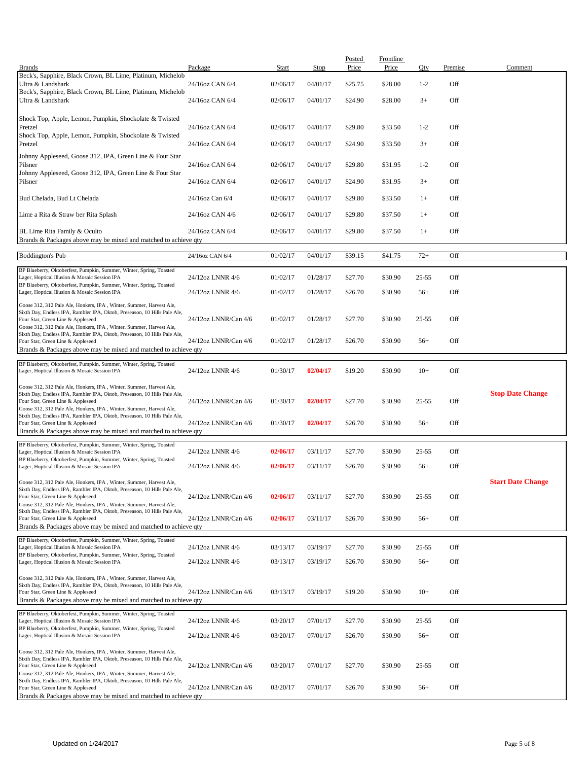| Brands | Package | Start | Stop | Posted Price | Frontline Price | Qty | Premise | Comment |
|---|---|---|---|---|---|---|---|---|
| Beck's, Sapphire, Black Crown, BL Lime, Platinum, Michelob Ultra & Landshark | 24/16oz CAN 6/4 | 02/06/17 | 04/01/17 | $25.75 | $28.00 | 1-2 | Off | |
| Beck's, Sapphire, Black Crown, BL Lime, Platinum, Michelob Ultra & Landshark | 24/16oz CAN 6/4 | 02/06/17 | 04/01/17 | $24.90 | $28.00 | 3+ | Off | |
| Shock Top, Apple, Lemon, Pumpkin, Shockolate & Twisted Pretzel | 24/16oz CAN 6/4 | 02/06/17 | 04/01/17 | $29.80 | $33.50 | 1-2 | Off | |
| Shock Top, Apple, Lemon, Pumpkin, Shockolate & Twisted Pretzel | 24/16oz CAN 6/4 | 02/06/17 | 04/01/17 | $24.90 | $33.50 | 3+ | Off | |
| Johnny Appleseed, Goose 312, IPA, Green Line & Four Star Pilsner | 24/16oz CAN 6/4 | 02/06/17 | 04/01/17 | $29.80 | $31.95 | 1-2 | Off | |
| Johnny Appleseed, Goose 312, IPA, Green Line & Four Star Pilsner | 24/16oz CAN 6/4 | 02/06/17 | 04/01/17 | $24.90 | $31.95 | 3+ | Off | |
| Bud Chelada, Bud Lt Chelada | 24/16oz Can 6/4 | 02/06/17 | 04/01/17 | $29.80 | $33.50 | 1+ | Off | |
| Lime a Rita & Straw ber Rita Splash | 24/16oz CAN 4/6 | 02/06/17 | 04/01/17 | $29.80 | $37.50 | 1+ | Off | |
| BL Lime Rita Family & Oculto | 24/16oz CAN 6/4 | 02/06/17 | 04/01/17 | $29.80 | $37.50 | 1+ | Off | |
| Brands & Packages above may be mixed and matched to achieve qty | | | | | | | | |
| Boddington's Pub | 24/16oz CAN 6/4 | 01/02/17 | 04/01/17 | $39.15 | $41.75 | 72+ | Off | |
| BP Blueberry, Oktoberfest, Pumpkin, Summer, Winter, Spring, Toasted Lager, Hoptical Illusion & Mosaic Session IPA | 24/12oz LNNR 4/6 | 01/02/17 | 01/28/17 | $27.70 | $30.90 | 25-55 | Off | |
| BP Blueberry, Oktoberfest, Pumpkin, Summer, Winter, Spring, Toasted Lager, Hoptical Illusion & Mosaic Session IPA | 24/12oz LNNR 4/6 | 01/02/17 | 01/28/17 | $26.70 | $30.90 | 56+ | Off | |
| Goose 312, 312 Pale Ale, Honkers, IPA , Winter, Summer, Harvest Ale, Sixth Day, Endless IPA, Rambler IPA, Oktob, Preseason, 10 Hills Pale Ale, Four Star, Green Line & Appleseed | 24/12oz LNNR/Can 4/6 | 01/02/17 | 01/28/17 | $27.70 | $30.90 | 25-55 | Off | |
| Goose 312, 312 Pale Ale, Honkers, IPA , Winter, Summer, Harvest Ale, Sixth Day, Endless IPA, Rambler IPA, Oktob, Preseason, 10 Hills Pale Ale, Four Star, Green Line & Appleseed | 24/12oz LNNR/Can 4/6 | 01/02/17 | 01/28/17 | $26.70 | $30.90 | 56+ | Off | |
| Brands & Packages above may be mixed and matched to achieve qty | | | | | | | | |
| BP Blueberry, Oktoberfest, Pumpkin, Summer, Winter, Spring, Toasted Lager, Hoptical Illusion & Mosaic Session IPA | 24/12oz LNNR 4/6 | 01/30/17 | **02/04/17** | $19.20 | $30.90 | 10+ | Off | |
| Goose 312, 312 Pale Ale, Honkers, IPA , Winter, Summer, Harvest Ale, Sixth Day, Endless IPA, Rambler IPA, Oktob, Preseason, 10 Hills Pale Ale, Four Star, Green Line & Appleseed | 24/12oz LNNR/Can 4/6 | 01/30/17 | **02/04/17** | $27.70 | $30.90 | 25-55 | Off | **Stop Date Change** |
| Goose 312, 312 Pale Ale, Honkers, IPA , Winter, Summer, Harvest Ale, Sixth Day, Endless IPA, Rambler IPA, Oktob, Preseason, 10 Hills Pale Ale, Four Star, Green Line & Appleseed | 24/12oz LNNR/Can 4/6 | 01/30/17 | **02/04/17** | $26.70 | $30.90 | 56+ | Off | |
| Brands & Packages above may be mixed and matched to achieve qty | | | | | | | | |
| BP Blueberry, Oktoberfest, Pumpkin, Summer, Winter, Spring, Toasted Lager, Hoptical Illusion & Mosaic Session IPA | 24/12oz LNNR 4/6 | **02/06/17** | 03/11/17 | $27.70 | $30.90 | 25-55 | Off | |
| BP Blueberry, Oktoberfest, Pumpkin, Summer, Winter, Spring, Toasted Lager, Hoptical Illusion & Mosaic Session IPA | 24/12oz LNNR 4/6 | **02/06/17** | 03/11/17 | $26.70 | $30.90 | 56+ | Off | |
| Goose 312, 312 Pale Ale, Honkers, IPA , Winter, Summer, Harvest Ale, Sixth Day, Endless IPA, Rambler IPA, Oktob, Preseason, 10 Hills Pale Ale, Four Star, Green Line & Appleseed | 24/12oz LNNR/Can 4/6 | **02/06/17** | 03/11/17 | $27.70 | $30.90 | 25-55 | Off | **Start Date Change** |
| Goose 312, 312 Pale Ale, Honkers, IPA , Winter, Summer, Harvest Ale, Sixth Day, Endless IPA, Rambler IPA, Oktob, Preseason, 10 Hills Pale Ale, Four Star, Green Line & Appleseed | 24/12oz LNNR/Can 4/6 | **02/06/17** | 03/11/17 | $26.70 | $30.90 | 56+ | Off | |
| Brands & Packages above may be mixed and matched to achieve qty | | | | | | | | |
| BP Blueberry, Oktoberfest, Pumpkin, Summer, Winter, Spring, Toasted Lager, Hoptical Illusion & Mosaic Session IPA | 24/12oz LNNR 4/6 | 03/13/17 | 03/19/17 | $27.70 | $30.90 | 25-55 | Off | |
| BP Blueberry, Oktoberfest, Pumpkin, Summer, Winter, Spring, Toasted Lager, Hoptical Illusion & Mosaic Session IPA | 24/12oz LNNR 4/6 | 03/13/17 | 03/19/17 | $26.70 | $30.90 | 56+ | Off | |
| Goose 312, 312 Pale Ale, Honkers, IPA , Winter, Summer, Harvest Ale, Sixth Day, Endless IPA, Rambler IPA, Oktob, Preseason, 10 Hills Pale Ale, Four Star, Green Line & Appleseed | 24/12oz LNNR/Can 4/6 | 03/13/17 | 03/19/17 | $19.20 | $30.90 | 10+ | Off | |
| Brands & Packages above may be mixed and matched to achieve qty | | | | | | | | |
| BP Blueberry, Oktoberfest, Pumpkin, Summer, Winter, Spring, Toasted Lager, Hoptical Illusion & Mosaic Session IPA | 24/12oz LNNR 4/6 | 03/20/17 | 07/01/17 | $27.70 | $30.90 | 25-55 | Off | |
| BP Blueberry, Oktoberfest, Pumpkin, Summer, Winter, Spring, Toasted Lager, Hoptical Illusion & Mosaic Session IPA | 24/12oz LNNR 4/6 | 03/20/17 | 07/01/17 | $26.70 | $30.90 | 56+ | Off | |
| Goose 312, 312 Pale Ale, Honkers, IPA , Winter, Summer, Harvest Ale, Sixth Day, Endless IPA, Rambler IPA, Oktob, Preseason, 10 Hills Pale Ale, Four Star, Green Line & Appleseed | 24/12oz LNNR/Can 4/6 | 03/20/17 | 07/01/17 | $27.70 | $30.90 | 25-55 | Off | |
| Goose 312, 312 Pale Ale, Honkers, IPA , Winter, Summer, Harvest Ale, Sixth Day, Endless IPA, Rambler IPA, Oktob, Preseason, 10 Hills Pale Ale, Four Star, Green Line & Appleseed | 24/12oz LNNR/Can 4/6 | 03/20/17 | 07/01/17 | $26.70 | $30.90 | 56+ | Off | |
| Brands & Packages above may be mixed and matched to achieve qty | | | | | | | | |

Updated on 1/24/2017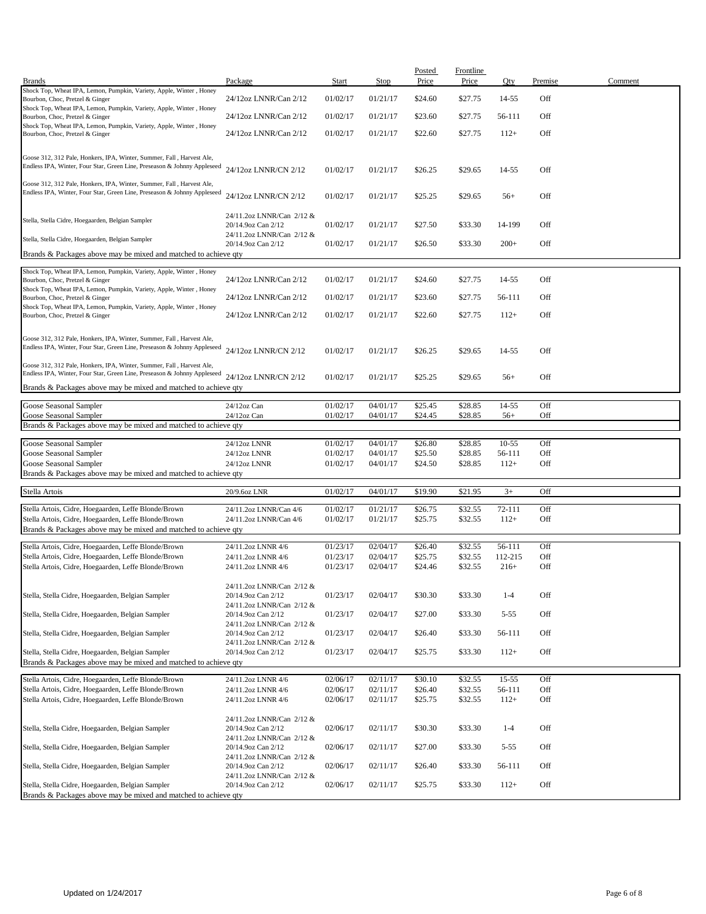| Brands | Package | Start | Stop | Posted Price | Frontline Price | Qty | Premise | Comment |
|---|---|---|---|---|---|---|---|---|
| Shock Top, Wheat IPA, Lemon, Pumpkin, Variety, Apple, Winter , Honey Bourbon, Choc, Pretzel & Ginger | 24/12oz LNNR/Can 2/12 | 01/02/17 | 01/21/17 | $24.60 | $27.75 | 14-55 | Off | |
| Shock Top, Wheat IPA, Lemon, Pumpkin, Variety, Apple, Winter , Honey Bourbon, Choc, Pretzel & Ginger | 24/12oz LNNR/Can 2/12 | 01/02/17 | 01/21/17 | $23.60 | $27.75 | 56-111 | Off | |
| Shock Top, Wheat IPA, Lemon, Pumpkin, Variety, Apple, Winter , Honey Bourbon, Choc, Pretzel & Ginger | 24/12oz LNNR/Can 2/12 | 01/02/17 | 01/21/17 | $22.60 | $27.75 | 112+ | Off | |
| Goose 312, 312 Pale, Honkers, IPA, Winter, Summer, Fall , Harvest Ale, Endless IPA, Winter, Four Star, Green Line, Preseason & Johnny Appleseed | 24/12oz LNNR/CN 2/12 | 01/02/17 | 01/21/17 | $26.25 | $29.65 | 14-55 | Off | |
| Goose 312, 312 Pale, Honkers, IPA, Winter, Summer, Fall , Harvest Ale, Endless IPA, Winter, Four Star, Green Line, Preseason & Johnny Appleseed | 24/12oz LNNR/CN 2/12 | 01/02/17 | 01/21/17 | $25.25 | $29.65 | 56+ | Off | |
| Stella, Stella Cidre, Hoegaarden, Belgian Sampler | 24/11.2oz LNNR/Can 2/12 & 20/14.9oz Can 2/12 | 01/02/17 | 01/21/17 | $27.50 | $33.30 | 14-199 | Off | |
| Stella, Stella Cidre, Hoegaarden, Belgian Sampler | 24/11.2oz LNNR/Can 2/12 & 20/14.9oz Can 2/12 | 01/02/17 | 01/21/17 | $26.50 | $33.30 | 200+ | Off | |
| Brands & Packages above may be mixed and matched to achieve qty | | | | | | | | |
| Shock Top, Wheat IPA, Lemon, Pumpkin, Variety, Apple, Winter , Honey Bourbon, Choc, Pretzel & Ginger | 24/12oz LNNR/Can 2/12 | 01/02/17 | 01/21/17 | $24.60 | $27.75 | 14-55 | Off | |
| Shock Top, Wheat IPA, Lemon, Pumpkin, Variety, Apple, Winter , Honey Bourbon, Choc, Pretzel & Ginger | 24/12oz LNNR/Can 2/12 | 01/02/17 | 01/21/17 | $23.60 | $27.75 | 56-111 | Off | |
| Shock Top, Wheat IPA, Lemon, Pumpkin, Variety, Apple, Winter , Honey Bourbon, Choc, Pretzel & Ginger | 24/12oz LNNR/Can 2/12 | 01/02/17 | 01/21/17 | $22.60 | $27.75 | 112+ | Off | |
| Goose 312, 312 Pale, Honkers, IPA, Winter, Summer, Fall , Harvest Ale, Endless IPA, Winter, Four Star, Green Line, Preseason & Johnny Appleseed | 24/12oz LNNR/CN 2/12 | 01/02/17 | 01/21/17 | $26.25 | $29.65 | 14-55 | Off | |
| Goose 312, 312 Pale, Honkers, IPA, Winter, Summer, Fall , Harvest Ale, Endless IPA, Winter, Four Star, Green Line, Preseason & Johnny Appleseed | 24/12oz LNNR/CN 2/12 | 01/02/17 | 01/21/17 | $25.25 | $29.65 | 56+ | Off | |
| Brands & Packages above may be mixed and matched to achieve qty | | | | | | | | |
| Goose Seasonal Sampler | 24/12oz Can | 01/02/17 | 04/01/17 | $25.45 | $28.85 | 14-55 | Off | |
| Goose Seasonal Sampler | 24/12oz Can | 01/02/17 | 04/01/17 | $24.45 | $28.85 | 56+ | Off | |
| Brands & Packages above may be mixed and matched to achieve qty | | | | | | | | |
| Goose Seasonal Sampler | 24/12oz LNNR | 01/02/17 | 04/01/17 | $26.80 | $28.85 | 10-55 | Off | |
| Goose Seasonal Sampler | 24/12oz LNNR | 01/02/17 | 04/01/17 | $25.50 | $28.85 | 56-111 | Off | |
| Goose Seasonal Sampler | 24/12oz LNNR | 01/02/17 | 04/01/17 | $24.50 | $28.85 | 112+ | Off | |
| Brands & Packages above may be mixed and matched to achieve qty | | | | | | | | |
| Stella Artois | 20/9.6oz LNR | 01/02/17 | 04/01/17 | $19.90 | $21.95 | 3+ | Off | |
| Stella Artois, Cidre, Hoegaarden, Leffe Blonde/Brown | 24/11.2oz LNNR/Can 4/6 | 01/02/17 | 01/21/17 | $26.75 | $32.55 | 72-111 | Off | |
| Stella Artois, Cidre, Hoegaarden, Leffe Blonde/Brown | 24/11.2oz LNNR/Can 4/6 | 01/02/17 | 01/21/17 | $25.75 | $32.55 | 112+ | Off | |
| Brands & Packages above may be mixed and matched to achieve qty | | | | | | | | |
| Stella Artois, Cidre, Hoegaarden, Leffe Blonde/Brown | 24/11.2oz LNNR 4/6 | 01/23/17 | 02/04/17 | $26.40 | $32.55 | 56-111 | Off | |
| Stella Artois, Cidre, Hoegaarden, Leffe Blonde/Brown | 24/11.2oz LNNR 4/6 | 01/23/17 | 02/04/17 | $25.75 | $32.55 | 112-215 | Off | |
| Stella Artois, Cidre, Hoegaarden, Leffe Blonde/Brown | 24/11.2oz LNNR 4/6 | 01/23/17 | 02/04/17 | $24.46 | $32.55 | 216+ | Off | |
| Stella, Stella Cidre, Hoegaarden, Belgian Sampler | 24/11.2oz LNNR/Can 2/12 & 20/14.9oz Can 2/12 | 01/23/17 | 02/04/17 | $30.30 | $33.30 | 1-4 | Off | |
| Stella, Stella Cidre, Hoegaarden, Belgian Sampler | 24/11.2oz LNNR/Can 2/12 & 20/14.9oz Can 2/12 | 01/23/17 | 02/04/17 | $27.00 | $33.30 | 5-55 | Off | |
| Stella, Stella Cidre, Hoegaarden, Belgian Sampler | 24/11.2oz LNNR/Can 2/12 & 20/14.9oz Can 2/12 | 01/23/17 | 02/04/17 | $26.40 | $33.30 | 56-111 | Off | |
| Stella, Stella Cidre, Hoegaarden, Belgian Sampler | 24/11.2oz LNNR/Can 2/12 & 20/14.9oz Can 2/12 | 01/23/17 | 02/04/17 | $25.75 | $33.30 | 112+ | Off | |
| Brands & Packages above may be mixed and matched to achieve qty | | | | | | | | |
| Stella Artois, Cidre, Hoegaarden, Leffe Blonde/Brown | 24/11.2oz LNNR 4/6 | 02/06/17 | 02/11/17 | $30.10 | $32.55 | 15-55 | Off | |
| Stella Artois, Cidre, Hoegaarden, Leffe Blonde/Brown | 24/11.2oz LNNR 4/6 | 02/06/17 | 02/11/17 | $26.40 | $32.55 | 56-111 | Off | |
| Stella Artois, Cidre, Hoegaarden, Leffe Blonde/Brown | 24/11.2oz LNNR 4/6 | 02/06/17 | 02/11/17 | $25.75 | $32.55 | 112+ | Off | |
| Stella, Stella Cidre, Hoegaarden, Belgian Sampler | 24/11.2oz LNNR/Can 2/12 & 20/14.9oz Can 2/12 | 02/06/17 | 02/11/17 | $30.30 | $33.30 | 1-4 | Off | |
| Stella, Stella Cidre, Hoegaarden, Belgian Sampler | 24/11.2oz LNNR/Can 2/12 & 20/14.9oz Can 2/12 | 02/06/17 | 02/11/17 | $27.00 | $33.30 | 5-55 | Off | |
| Stella, Stella Cidre, Hoegaarden, Belgian Sampler | 24/11.2oz LNNR/Can 2/12 & 20/14.9oz Can 2/12 | 02/06/17 | 02/11/17 | $26.40 | $33.30 | 56-111 | Off | |
| Stella, Stella Cidre, Hoegaarden, Belgian Sampler | 24/11.2oz LNNR/Can 2/12 & 20/14.9oz Can 2/12 | 02/06/17 | 02/11/17 | $25.75 | $33.30 | 112+ | Off | |
| Brands & Packages above may be mixed and matched to achieve qty | | | | | | | | |

Updated on 1/24/2017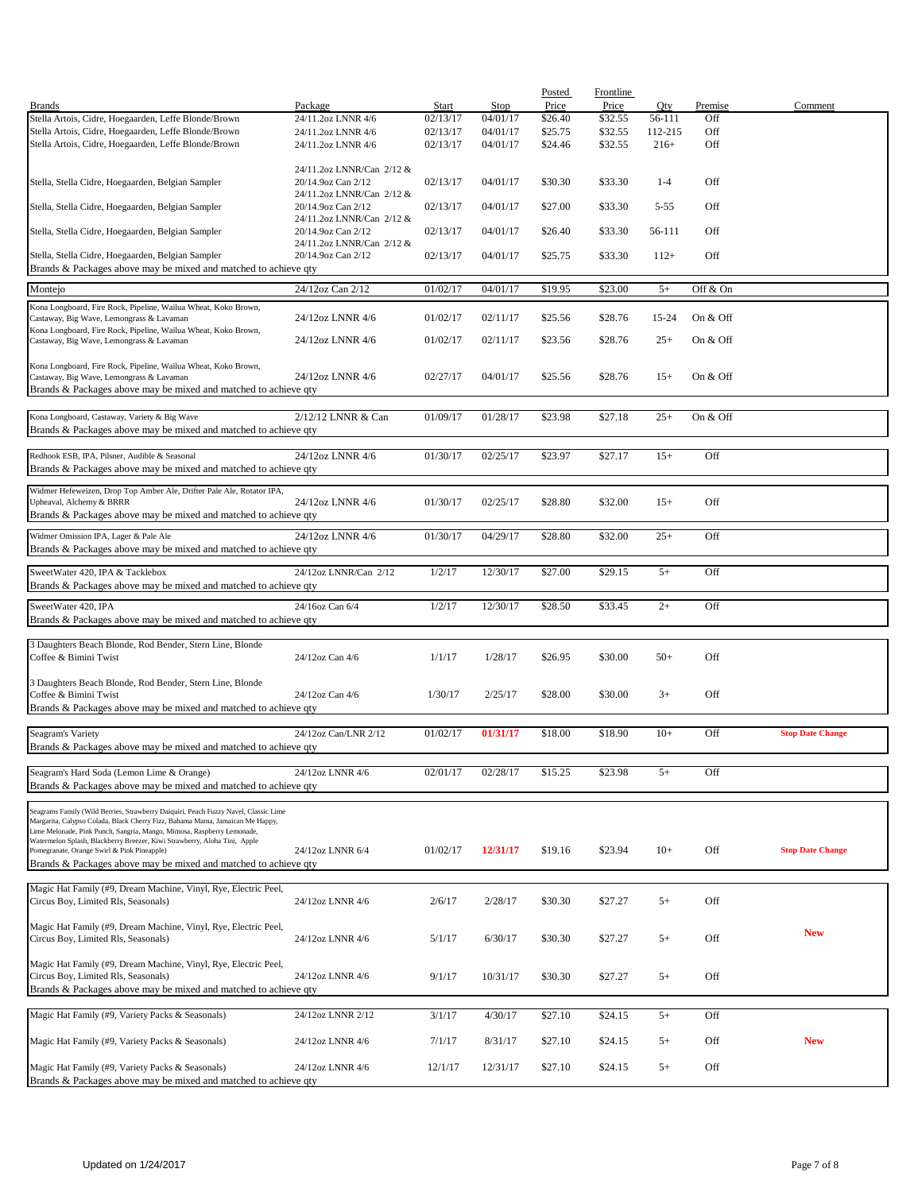| Brands | Package | Start | Stop | Posted Price | Frontline Price | Qty | Premise | Comment |
|---|---|---|---|---|---|---|---|---|
| Stella Artois, Cidre, Hoegaarden, Leffe Blonde/Brown | 24/11.2oz LNNR 4/6 | 02/13/17 | 04/01/17 | $26.40 | $32.55 | 56-111 | Off | |
| Stella Artois, Cidre, Hoegaarden, Leffe Blonde/Brown | 24/11.2oz LNNR 4/6 | 02/13/17 | 04/01/17 | $25.75 | $32.55 | 112-215 | Off | |
| Stella Artois, Cidre, Hoegaarden, Leffe Blonde/Brown | 24/11.2oz LNNR 4/6 | 02/13/17 | 04/01/17 | $24.46 | $32.55 | 216+ | Off | |
| Stella, Stella Cidre, Hoegaarden, Belgian Sampler | 24/11.2oz LNNR/Can 2/12 & 20/14.9oz Can 2/12 | 02/13/17 | 04/01/17 | $30.30 | $33.30 | 1-4 | Off | |
| Stella, Stella Cidre, Hoegaarden, Belgian Sampler | 24/11.2oz LNNR/Can 2/12 & 20/14.9oz Can 2/12 | 02/13/17 | 04/01/17 | $27.00 | $33.30 | 5-55 | Off | |
| Stella, Stella Cidre, Hoegaarden, Belgian Sampler | 24/11.2oz LNNR/Can 2/12 & 20/14.9oz Can 2/12 | 02/13/17 | 04/01/17 | $26.40 | $33.30 | 56-111 | Off | |
| Stella, Stella Cidre, Hoegaarden, Belgian Sampler | 24/11.2oz LNNR/Can 2/12 & 20/14.9oz Can 2/12 | 02/13/17 | 04/01/17 | $25.75 | $33.30 | 112+ | Off | |
| Brands & Packages above may be mixed and matched to achieve qty | | | | | | | | |
| Montejo | 24/12oz Can 2/12 | 01/02/17 | 04/01/17 | $19.95 | $23.00 | 5+ | Off & On | |
| Kona Longboard, Fire Rock, Pipeline, Wailua Wheat, Koko Brown, Castaway, Big Wave, Lemongrass & Lavaman | 24/12oz LNNR 4/6 | 01/02/17 | 02/11/17 | $25.56 | $28.76 | 15-24 | On & Off | |
| Kona Longboard, Fire Rock, Pipeline, Wailua Wheat, Koko Brown, Castaway, Big Wave, Lemongrass & Lavaman | 24/12oz LNNR 4/6 | 01/02/17 | 02/11/17 | $23.56 | $28.76 | 25+ | On & Off | |
| Kona Longboard, Fire Rock, Pipeline, Wailua Wheat, Koko Brown, Castaway, Big Wave, Lemongrass & Lavaman | 24/12oz LNNR 4/6 | 02/27/17 | 04/01/17 | $25.56 | $28.76 | 15+ | On & Off | |
| Brands & Packages above may be mixed and matched to achieve qty | | | | | | | | |
| Kona Longboard, Castaway, Variety & Big Wave | 2/12/12 LNNR & Can | 01/09/17 | 01/28/17 | $23.98 | $27.18 | 25+ | On & Off | |
| Brands & Packages above may be mixed and matched to achieve qty | | | | | | | | |
| Redhook ESB, IPA, Pilsner, Audible & Seasonal | 24/12oz LNNR 4/6 | 01/30/17 | 02/25/17 | $23.97 | $27.17 | 15+ | Off | |
| Brands & Packages above may be mixed and matched to achieve qty | | | | | | | | |
| Widmer Hefeweizen, Drop Top Amber Ale, Drifter Pale Ale, Rotator IPA, Upheaval, Alchemy & BRRR | 24/12oz LNNR 4/6 | 01/30/17 | 02/25/17 | $28.80 | $32.00 | 15+ | Off | |
| Brands & Packages above may be mixed and matched to achieve qty | | | | | | | | |
| Widmer Omission IPA, Lager & Pale Ale | 24/12oz LNNR 4/6 | 01/30/17 | 04/29/17 | $28.80 | $32.00 | 25+ | Off | |
| Brands & Packages above may be mixed and matched to achieve qty | | | | | | | | |
| SweetWater 420, IPA & Tacklebox | 24/12oz LNNR/Can 2/12 | 1/2/17 | 12/30/17 | $27.00 | $29.15 | 5+ | Off | |
| Brands & Packages above may be mixed and matched to achieve qty | | | | | | | | |
| SweetWater 420, IPA | 24/16oz Can 6/4 | 1/2/17 | 12/30/17 | $28.50 | $33.45 | 2+ | Off | |
| Brands & Packages above may be mixed and matched to achieve qty | | | | | | | | |
| 3 Daughters Beach Blonde, Rod Bender, Stern Line, Blonde Coffee & Bimini Twist | 24/12oz Can 4/6 | 1/1/17 | 1/28/17 | $26.95 | $30.00 | 50+ | Off | |
| 3 Daughters Beach Blonde, Rod Bender, Stern Line, Blonde Coffee & Bimini Twist | 24/12oz Can 4/6 | 1/30/17 | 2/25/17 | $28.00 | $30.00 | 3+ | Off | |
| Brands & Packages above may be mixed and matched to achieve qty | | | | | | | | |
| Seagram's Variety | 24/12oz Can/LNR 2/12 | 01/02/17 | **01/31/17** | $18.00 | $18.90 | 10+ | Off | **Stop Date Change** |
| Brands & Packages above may be mixed and matched to achieve qty | | | | | | | | |
| Seagram's Hard Soda (Lemon Lime & Orange) | 24/12oz LNNR 4/6 | 02/01/17 | 02/28/17 | $15.25 | $23.98 | 5+ | Off | |
| Brands & Packages above may be mixed and matched to achieve qty | | | | | | | | |
| Seagrams Family (Wild Berries, Strawberry Daiquiri, Peach Fuzzy Navel, Classic Lime Margarita, Calypso Colada, Black Cherry Fizz, Bahama Mama, Jamaican Me Happy, Lime Melonade, Pink Punch, Sangria, Mango, Mimosa, Raspberry Lemonade, Watermelon Splash, Blackberry Breezer, Kiwi Strawberry, Aloha Tini, Apple Pomegranate, Orange Swirl & Pink Pineapple) | 24/12oz LNNR 6/4 | 01/02/17 | **12/31/17** | $19.16 | $23.94 | 10+ | Off | **Stop Date Change** |
| Brands & Packages above may be mixed and matched to achieve qty | | | | | | | | |
| Magic Hat Family (#9, Dream Machine, Vinyl, Rye, Electric Peel, Circus Boy, Limited Rls, Seasonals) | 24/12oz LNNR 4/6 | 2/6/17 | 2/28/17 | $30.30 | $27.27 | 5+ | Off | |
| Magic Hat Family (#9, Dream Machine, Vinyl, Rye, Electric Peel, Circus Boy, Limited Rls, Seasonals) | 24/12oz LNNR 4/6 | 5/1/17 | 6/30/17 | $30.30 | $27.27 | 5+ | Off | **New** |
| Magic Hat Family (#9, Dream Machine, Vinyl, Rye, Electric Peel, Circus Boy, Limited Rls, Seasonals) | 24/12oz LNNR 4/6 | 9/1/17 | 10/31/17 | $30.30 | $27.27 | 5+ | Off | |
| Brands & Packages above may be mixed and matched to achieve qty | | | | | | | | |
| Magic Hat Family (#9, Variety Packs & Seasonals) | 24/12oz LNNR 2/12 | 3/1/17 | 4/30/17 | $27.10 | $24.15 | 5+ | Off | |
| Magic Hat Family (#9, Variety Packs & Seasonals) | 24/12oz LNNR 4/6 | 7/1/17 | 8/31/17 | $27.10 | $24.15 | 5+ | Off | **New** |
| Magic Hat Family (#9, Variety Packs & Seasonals) | 24/12oz LNNR 4/6 | 12/1/17 | 12/31/17 | $27.10 | $24.15 | 5+ | Off | |
| Brands & Packages above may be mixed and matched to achieve qty | | | | | | | | |

Updated on 1/24/2017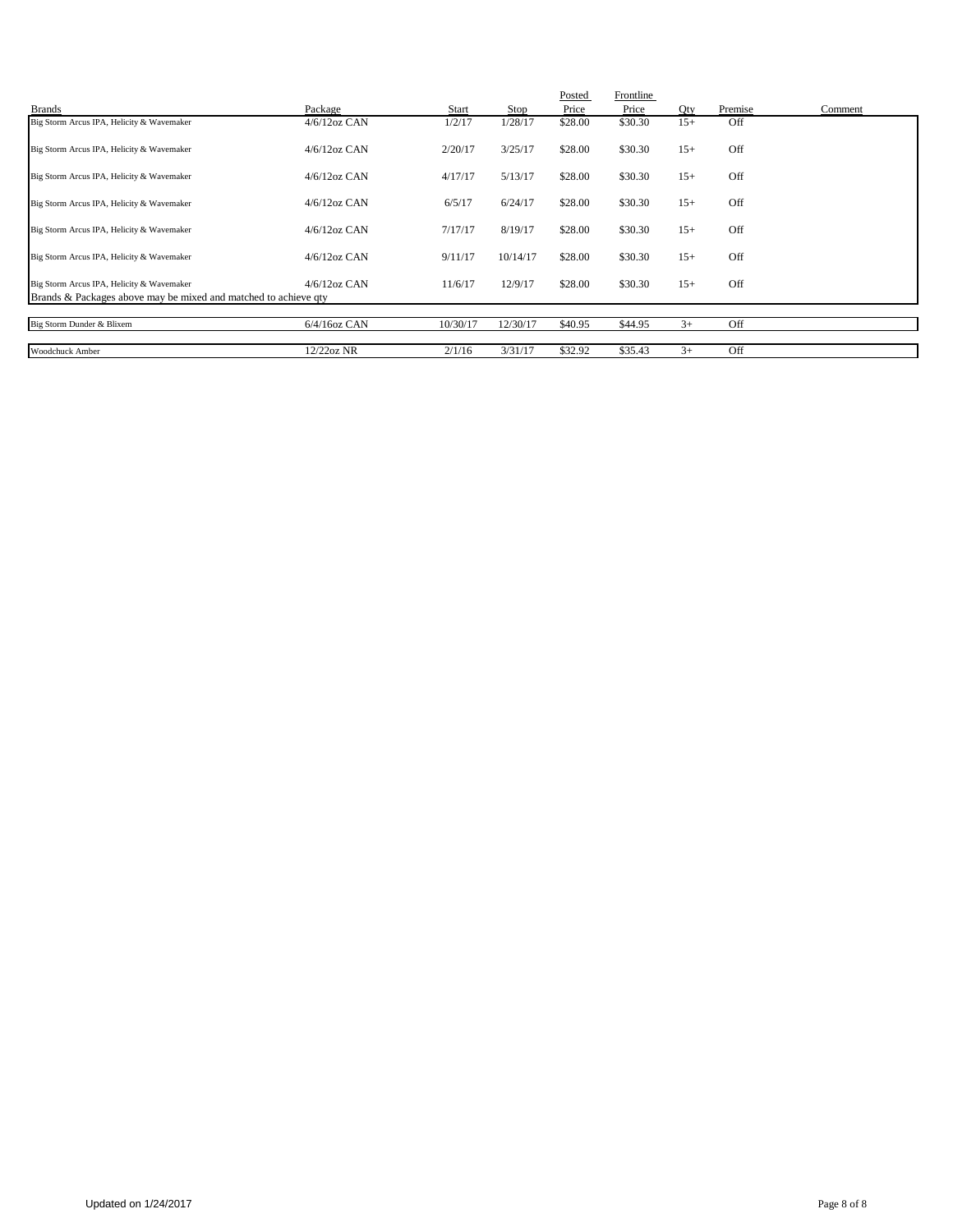| Brands | Package | Start | Stop | Posted Price | Frontline Price | Qty | Premise | Comment |
|---|---|---|---|---|---|---|---|---|
| Big Storm Arcus IPA, Helicity & Wavemaker | 4/6/12oz CAN | 1/2/17 | 1/28/17 | $28.00 | $30.30 | 15+ | Off | |
| Big Storm Arcus IPA, Helicity & Wavemaker | 4/6/12oz CAN | 2/20/17 | 3/25/17 | $28.00 | $30.30 | 15+ | Off | |
| Big Storm Arcus IPA, Helicity & Wavemaker | 4/6/12oz CAN | 4/17/17 | 5/13/17 | $28.00 | $30.30 | 15+ | Off | |
| Big Storm Arcus IPA, Helicity & Wavemaker | 4/6/12oz CAN | 6/5/17 | 6/24/17 | $28.00 | $30.30 | 15+ | Off | |
| Big Storm Arcus IPA, Helicity & Wavemaker | 4/6/12oz CAN | 7/17/17 | 8/19/17 | $28.00 | $30.30 | 15+ | Off | |
| Big Storm Arcus IPA, Helicity & Wavemaker | 4/6/12oz CAN | 9/11/17 | 10/14/17 | $28.00 | $30.30 | 15+ | Off | |
| Big Storm Arcus IPA, Helicity & Wavemaker | 4/6/12oz CAN | 11/6/17 | 12/9/17 | $28.00 | $30.30 | 15+ | Off | |
| Brands & Packages above may be mixed and matched to achieve qty | | | | | | | | |
| Big Storm Dunder & Blixem | 6/4/16oz CAN | 10/30/17 | 12/30/17 | $40.95 | $44.95 | 3+ | Off | |
| Woodchuck Amber | 12/22oz NR | 2/1/16 | 3/31/17 | $32.92 | $35.43 | 3+ | Off | |

Updated on 1/24/2017